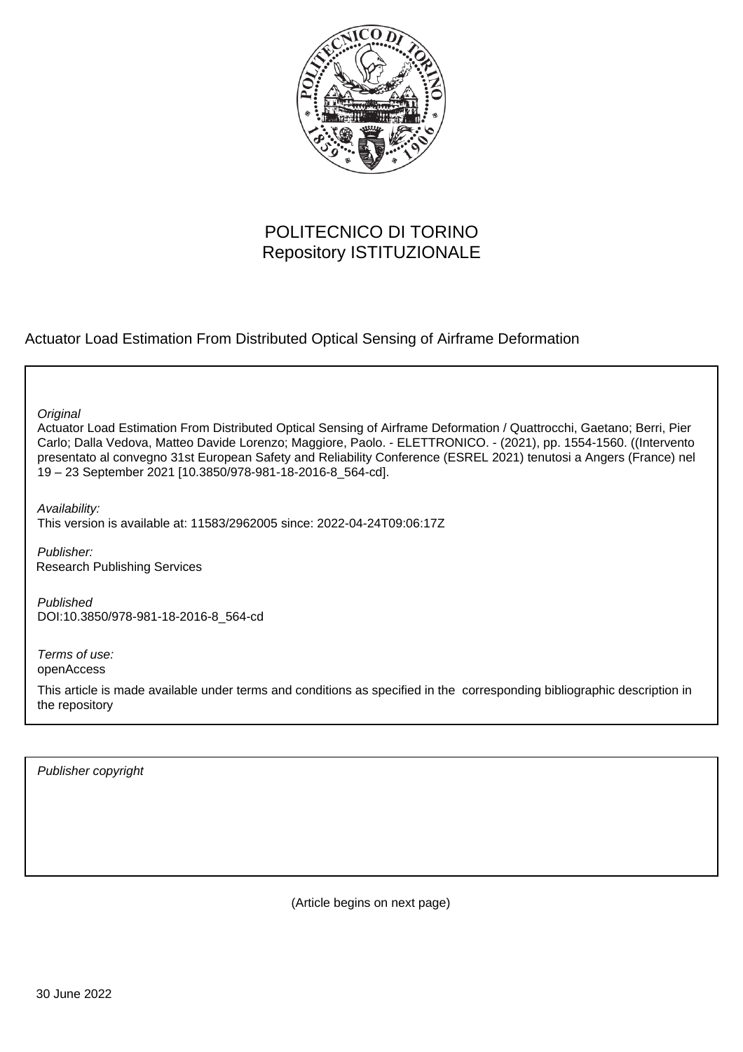POLITECNICO DI TORINO
Repository ISTITUZIONALE

Actuator Load Estimation From Distributed Optical Sensing of Airframe Deformation

*Original*

Actuator Load Estimation From Distributed Optical Sensing of Airframe Deformation / Quattrocchi, Gaetano; Berri, Pier Carlo; Dalla Vedova, Matteo Davide Lorenzo; Maggiore, Paolo. - ELETTRONICO. - (2021), pp. 1554-1560. ((Intervento presentato al convegno 31st European Safety and Reliability Conference (ESREL 2021) tenutosi a Angers (France) nel 19 – 23 September 2021 [10.3850/978-981-18-2016-8_564-cd].

*Availability:*

This version is available at: 11583/2962005 since: 2022-04-24T09:06:17Z

*Publisher:*

Research Publishing Services

*Published*

DOI:10.3850/978-981-18-2016-8_564-cd

*Terms of use:*

openAccess

This article is made available under terms and conditions as specified in the corresponding bibliographic description in the repository

*Publisher copyright*

(Article begins on next page)

30 June 2022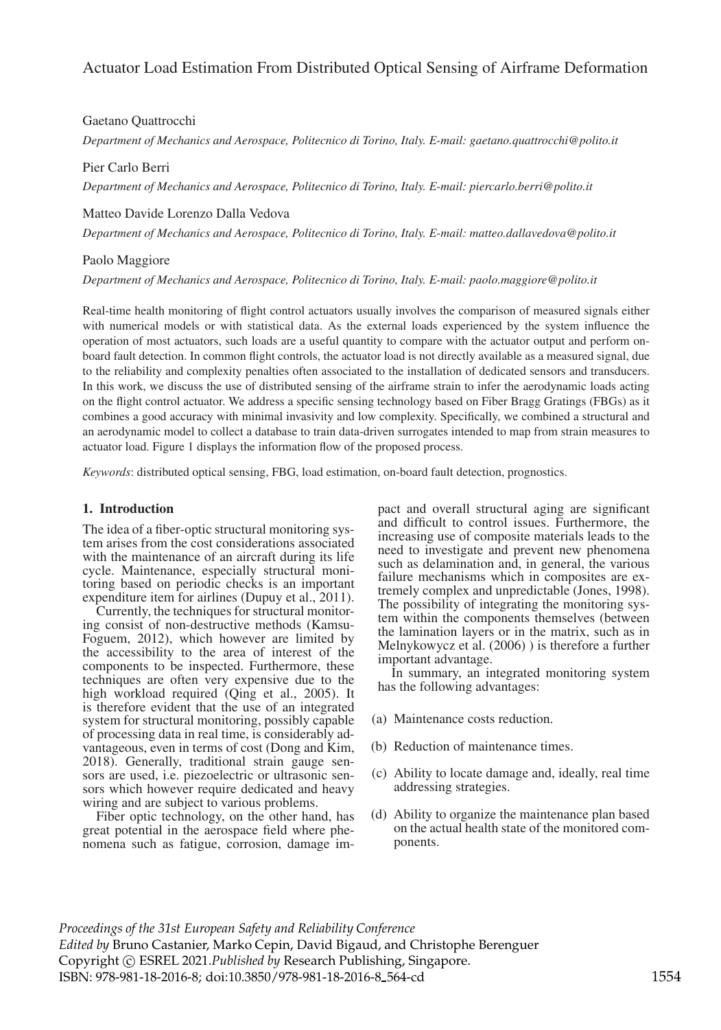# Actuator Load Estimation From Distributed Optical Sensing of Airframe Deformation

Gaetano Quattrocchi

*Department of Mechanics and Aerospace, Politecnico di Torino, Italy. E-mail: gaetano.quattrocchi@polito.it*

Pier Carlo Berri

*Department of Mechanics and Aerospace, Politecnico di Torino, Italy. E-mail: piercarlo.berri@polito.it*

Matteo Davide Lorenzo Dalla Vedova

*Department of Mechanics and Aerospace, Politecnico di Torino, Italy. E-mail: matteo.dallavedova@polito.it*

Paolo Maggiore

*Department of Mechanics and Aerospace, Politecnico di Torino, Italy. E-mail: paolo.maggiore@polito.it*

Real-time health monitoring of flight control actuators usually involves the comparison of measured signals either with numerical models or with statistical data. As the external loads experienced by the system influence the operation of most actuators, such loads are a useful quantity to compare with the actuator output and perform on-board fault detection. In common flight controls, the actuator load is not directly available as a measured signal, due to the reliability and complexity penalties often associated to the installation of dedicated sensors and transducers. In this work, we discuss the use of distributed sensing of the airframe strain to infer the aerodynamic loads acting on the flight control actuator. We address a specific sensing technology based on Fiber Bragg Gratings (FBGs) as it combines a good accuracy with minimal invasivity and low complexity. Specifically, we combined a structural and an aerodynamic model to collect a database to train data-driven surrogates intended to map from strain measures to actuator load. Figure 1 displays the information flow of the proposed process.

*Keywords*: distributed optical sensing, FBG, load estimation, on-board fault detection, prognostics.

## 1. Introduction

The idea of a fiber-optic structural monitoring system arises from the cost considerations associated with the maintenance of an aircraft during its life cycle. Maintenance, especially structural monitoring based on periodic checks is an important expenditure item for airlines (Dupuy et al., 2011).

Currently, the techniques for structural monitoring consist of non-destructive methods (Kamsu-Foguem, 2012), which however are limited by the accessibility to the area of interest of the components to be inspected. Furthermore, these techniques are often very expensive due to the high workload required (Qing et al., 2005). It is therefore evident that the use of an integrated system for structural monitoring, possibly capable of processing data in real time, is considerably advantageous, even in terms of cost (Dong and Kim, 2018). Generally, traditional strain gauge sensors are used, i.e. piezoelectric or ultrasonic sensors which however require dedicated and heavy wiring and are subject to various problems.

Fiber optic technology, on the other hand, has great potential in the aerospace field where phenomena such as fatigue, corrosion, damage impact and overall structural aging are significant and difficult to control issues. Furthermore, the increasing use of composite materials leads to the need to investigate and prevent new phenomena such as delamination and, in general, the various failure mechanisms which in composites are extremely complex and unpredictable (Jones, 1998). The possibility of integrating the monitoring system within the components themselves (between the lamination layers or in the matrix, such as in Melnykowycz et al. (2006) ) is therefore a further important advantage.

In summary, an integrated monitoring system has the following advantages:

(a) Maintenance costs reduction.

(b) Reduction of maintenance times.

(c) Ability to locate damage and, ideally, real time addressing strategies.

(d) Ability to organize the maintenance plan based on the actual health state of the monitored components.

*Proceedings of the 31st European Safety and Reliability Conference*
*Edited by* Bruno Castanier, Marko Cepin, David Bigaud, and Christophe Berenguer
Copyright © ESREL 2021.*Published by* Research Publishing, Singapore.
ISBN: 978-981-18-2016-8; doi:10.3850/978-981-18-2016-8_564-cd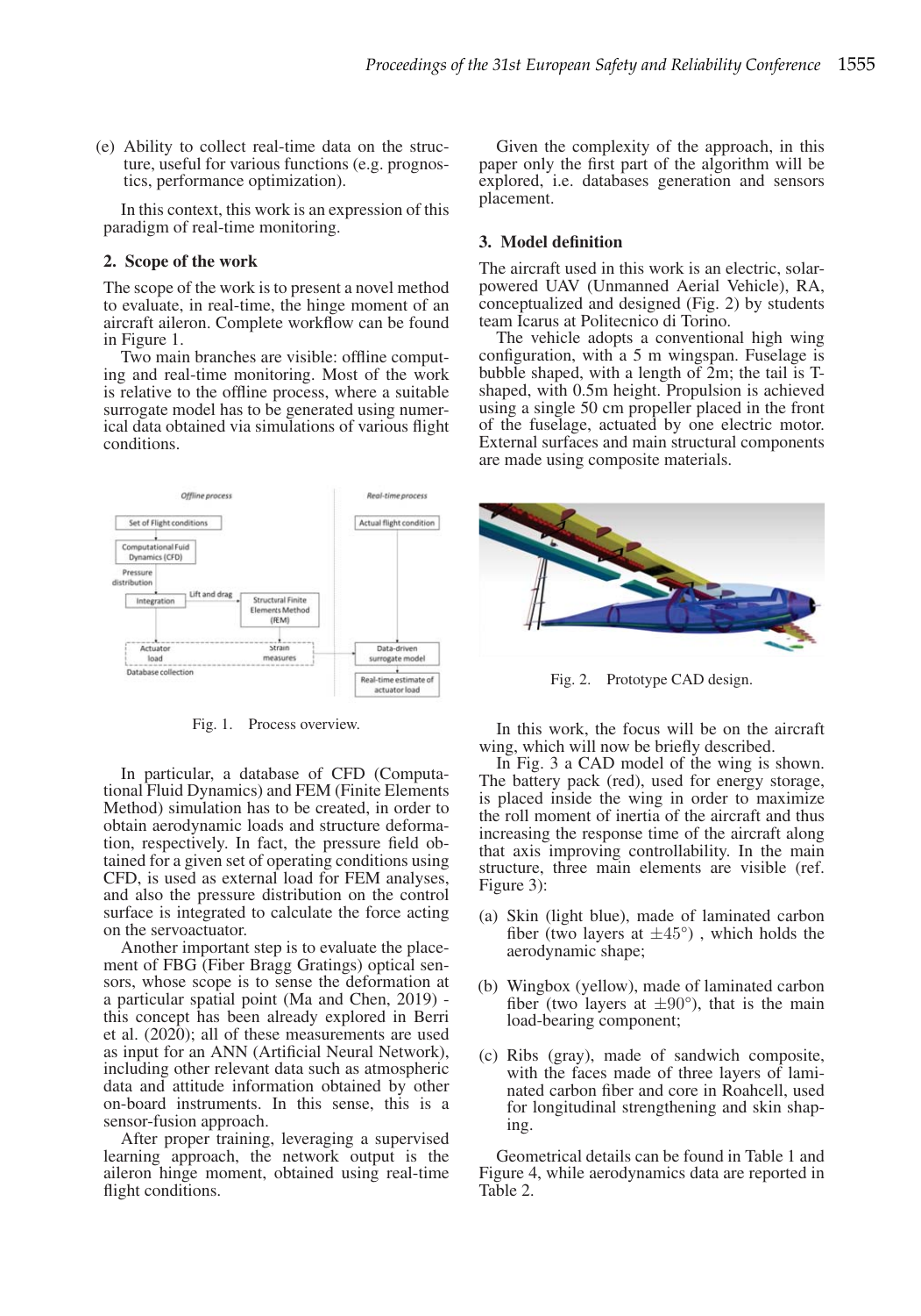(e) Ability to collect real-time data on the structure, useful for various functions (e.g. prognostics, performance optimization).

In this context, this work is an expression of this paradigm of real-time monitoring.

## 2. Scope of the work

The scope of the work is to present a novel method to evaluate, in real-time, the hinge moment of an aircraft aileron. Complete workflow can be found in Figure 1.

Two main branches are visible: offline computing and real-time monitoring. Most of the work is relative to the offline process, where a suitable surrogate model has to be generated using numerical data obtained via simulations of various flight conditions.

Fig. 1. Process overview.

In particular, a database of CFD (Computational Fluid Dynamics) and FEM (Finite Elements Method) simulation has to be created, in order to obtain aerodynamic loads and structure deformation, respectively. In fact, the pressure field obtained for a given set of operating conditions using CFD, is used as external load for FEM analyses, and also the pressure distribution on the control surface is integrated to calculate the force acting on the servoactuator.

Another important step is to evaluate the placement of FBG (Fiber Bragg Gratings) optical sensors, whose scope is to sense the deformation at a particular spatial point (Ma and Chen, 2019) - this concept has been already explored in Berri et al. (2020); all of these measurements are used as input for an ANN (Artificial Neural Network), including other relevant data such as atmospheric data and attitude information obtained by other on-board instruments. In this sense, this is a sensor-fusion approach.

After proper training, leveraging a supervised learning approach, the network output is the aileron hinge moment, obtained using real-time flight conditions.

Given the complexity of the approach, in this paper only the first part of the algorithm will be explored, i.e. databases generation and sensors placement.

## 3. Model definition

The aircraft used in this work is an electric, solar-powered UAV (Unmanned Aerial Vehicle), RA, conceptualized and designed (Fig. 2) by students team Icarus at Politecnico di Torino.

The vehicle adopts a conventional high wing configuration, with a 5 m wingspan. Fuselage is bubble shaped, with a length of 2m; the tail is T-shaped, with 0.5m height. Propulsion is achieved using a single 50 cm propeller placed in the front of the fuselage, actuated by one electric motor. External surfaces and main structural components are made using composite materials.

Fig. 2. Prototype CAD design.

In this work, the focus will be on the aircraft wing, which will now be briefly described.

In Fig. 3 a CAD model of the wing is shown. The battery pack (red), used for energy storage, is placed inside the wing in order to maximize the roll moment of inertia of the aircraft and thus increasing the response time of the aircraft along that axis improving controllability. In the main structure, three main elements are visible (ref. Figure 3):

(a) Skin (light blue), made of laminated carbon fiber (two layers at $\pm 45°$) , which holds the aerodynamic shape;

(b) Wingbox (yellow), made of laminated carbon fiber (two layers at $\pm 90°$), that is the main load-bearing component;

(c) Ribs (gray), made of sandwich composite, with the faces made of three layers of laminated carbon fiber and core in Roahcell, used for longitudinal strengthening and skin shaping.

Geometrical details can be found in Table 1 and Figure 4, while aerodynamics data are reported in Table 2.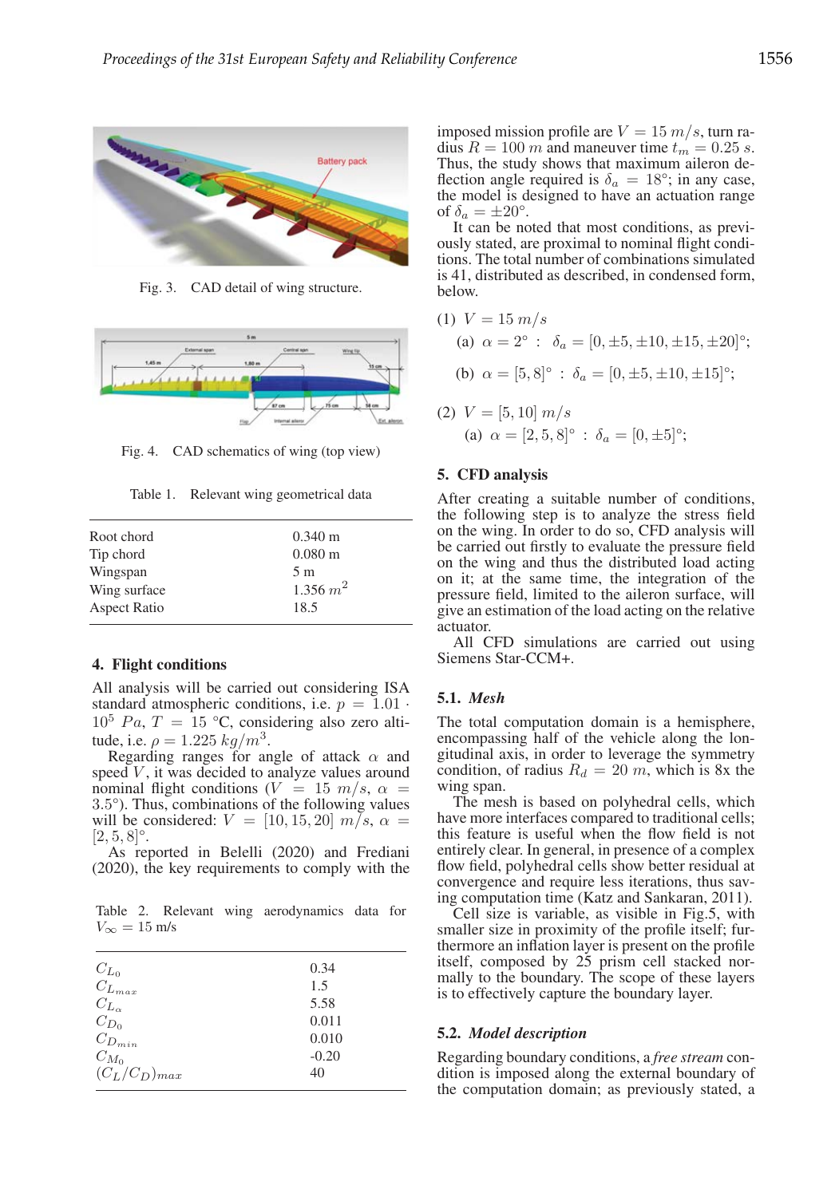Fig. 3. CAD detail of wing structure.

Fig. 4. CAD schematics of wing (top view)

Table 1. Relevant wing geometrical data

| | |
|---|---|
| Root chord | 0.340 m |
| Tip chord | 0.080 m |
| Wingspan | 5 m |
| Wing surface | 1.356 $m^2$ |
| Aspect Ratio | 18.5 |

## 4. Flight conditions

All analysis will be carried out considering ISA standard atmospheric conditions, i.e. $p = 1.01 \cdot 10^5\ Pa$, $T = 15$ °C, considering also zero altitude, i.e. $\rho = 1.225\ kg/m^3$.

Regarding ranges for angle of attack $\alpha$ and speed $V$, it was decided to analyze values around nominal flight conditions ($V = 15\ m/s$, $\alpha = 3.5°$). Thus, combinations of the following values will be considered: $V = [10, 15, 20]\ m/s$, $\alpha = [2, 5, 8]°$.

As reported in Belelli (2020) and Frediani (2020), the key requirements to comply with the imposed mission profile are $V = 15\ m/s$, turn radius $R = 100\ m$ and maneuver time $t_m = 0.25\ s$. Thus, the study shows that maximum aileron deflection angle required is $\delta_a = 18°$; in any case, the model is designed to have an actuation range of $\delta_a = \pm 20°$.

It can be noted that most conditions, as previously stated, are proximal to nominal flight conditions. The total number of combinations simulated is 41, distributed as described, in condensed form, below.

(1) $V = 15\ m/s$
  (a) $\alpha = 2°\ :\ \ \delta_a = [0, \pm 5, \pm 10, \pm 15, \pm 20]°$;
  (b) $\alpha = [5, 8]°\ :\ \delta_a = [0, \pm 5, \pm 10, \pm 15]°$;

(2) $V = [5, 10]\ m/s$
  (a) $\alpha = [2, 5, 8]°\ :\ \delta_a = [0, \pm 5]°$;

Table 2. Relevant wing aerodynamics data for $V_\infty = 15$ m/s

| | |
|---|---|
| $C_{L_0}$ | 0.34 |
| $C_{L_{max}}$ | 1.5 |
| $C_{L_\alpha}$ | 5.58 |
| $C_{D_0}$ | 0.011 |
| $C_{D_{min}}$ | 0.010 |
| $C_{M_0}$ | -0.20 |
| $(C_L/C_D)_{max}$ | 40 |

## 5. CFD analysis

After creating a suitable number of conditions, the following step is to analyze the stress field on the wing. In order to do so, CFD analysis will be carried out firstly to evaluate the pressure field on the wing and thus the distributed load acting on it; at the same time, the integration of the pressure field, limited to the aileron surface, will give an estimation of the load acting on the relative actuator.

All CFD simulations are carried out using Siemens Star-CCM+.

### 5.1. *Mesh*

The total computation domain is a hemisphere, encompassing half of the vehicle along the longitudinal axis, in order to leverage the symmetry condition, of radius $R_d = 20\ m$, which is 8x the wing span.

The mesh is based on polyhedral cells, which have more interfaces compared to traditional cells; this feature is useful when the flow field is not entirely clear. In general, in presence of a complex flow field, polyhedral cells show better residual at convergence and require less iterations, thus saving computation time (Katz and Sankaran, 2011).

Cell size is variable, as visible in Fig.5, with smaller size in proximity of the profile itself; furthermore an inflation layer is present on the profile itself, composed by 25 prism cell stacked normally to the boundary. The scope of these layers is to effectively capture the boundary layer.

### 5.2. *Model description*

Regarding boundary conditions, a *free stream* condition is imposed along the external boundary of the computation domain; as previously stated, a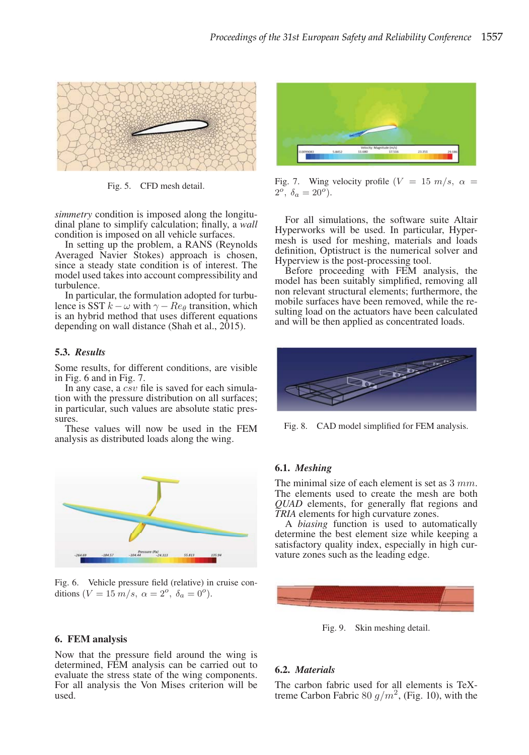Fig. 5. CFD mesh detail.

*simmetry* condition is imposed along the longitudinal plane to simplify calculation; finally, a *wall* condition is imposed on all vehicle surfaces.

In setting up the problem, a RANS (Reynolds Averaged Navier Stokes) approach is chosen, since a steady state condition is of interest. The model used takes into account compressibility and turbulence.

In particular, the formulation adopted for turbulence is SST $k-\omega$ with $\gamma - Re_\theta$ transition, which is an hybrid method that uses different equations depending on wall distance (Shah et al., 2015).

### 5.3. *Results*

Some results, for different conditions, are visible in Fig. 6 and in Fig. 7.

In any case, a *csv* file is saved for each simulation with the pressure distribution on all surfaces; in particular, such values are absolute static pressures.

These values will now be used in the FEM analysis as distributed loads along the wing.

Fig. 6. Vehicle pressure field (relative) in cruise conditions ($V = 15\ m/s,\ \alpha = 2^o,\ \delta_a = 0^o$).

## 6. FEM analysis

Now that the pressure field around the wing is determined, FEM analysis can be carried out to evaluate the stress state of the wing components. For all analysis the Von Mises criterion will be used.

Fig. 7. Wing velocity profile ($V = 15\ m/s,\ \alpha = 2^o,\ \delta_a = 20^o$).

For all simulations, the software suite Altair Hyperworks will be used. In particular, Hypermesh is used for meshing, materials and loads definition, Optistruct is the numerical solver and Hyperview is the post-processing tool.

Before proceeding with FEM analysis, the model has been suitably simplified, removing all non relevant structural elements; furthermore, the mobile surfaces have been removed, while the resulting load on the actuators have been calculated and will be then applied as concentrated loads.

Fig. 8. CAD model simplified for FEM analysis.

### 6.1. *Meshing*

The minimal size of each element is set as $3\ mm$. The elements used to create the mesh are both *QUAD* elements, for generally flat regions and *TRIA* elements for high curvature zones.

A *biasing* function is used to automatically determine the best element size while keeping a satisfactory quality index, especially in high curvature zones such as the leading edge.

Fig. 9. Skin meshing detail.

### 6.2. *Materials*

The carbon fabric used for all elements is TeXtreme Carbon Fabric $80\ g/m^2$, (Fig. 10), with the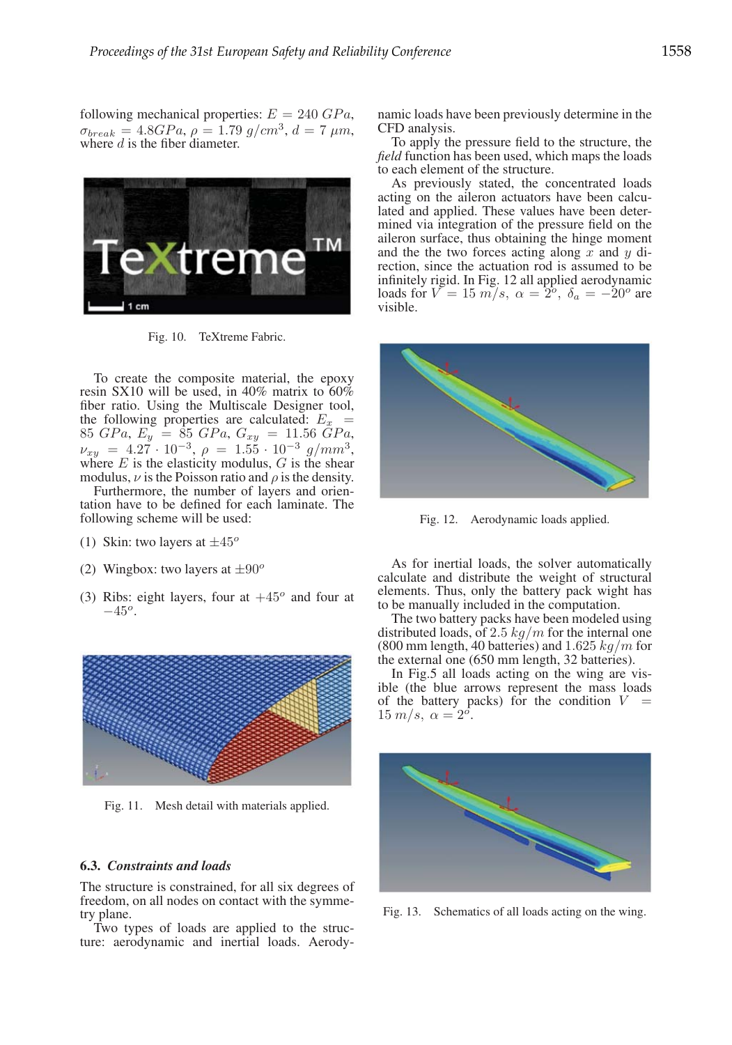following mechanical properties: $E = 240\ GPa$, $\sigma_{break} = 4.8 GPa$, $\rho = 1.79\ g/cm^3$, $d = 7\ \mu m$, where $d$ is the fiber diameter.

Fig. 10. TeXtreme Fabric.

To create the composite material, the epoxy resin SX10 will be used, in 40% matrix to 60% fiber ratio. Using the Multiscale Designer tool, the following properties are calculated: $E_x = 85\ GPa$, $E_y = 85\ GPa$, $G_{xy} = 11.56\ GPa$, $\nu_{xy} = 4.27 \cdot 10^{-3}$, $\rho = 1.55 \cdot 10^{-3}\ g/mm^3$, where $E$ is the elasticity modulus, $G$ is the shear modulus, $\nu$ is the Poisson ratio and $\rho$ is the density.

Furthermore, the number of layers and orientation have to be defined for each laminate. The following scheme will be used:

(1) Skin: two layers at $\pm 45^o$

(2) Wingbox: two layers at $\pm 90^o$

(3) Ribs: eight layers, four at $+45^o$ and four at $-45^o$.

Fig. 11. Mesh detail with materials applied.

### 6.3. *Constraints and loads*

The structure is constrained, for all six degrees of freedom, on all nodes on contact with the symmetry plane.

Two types of loads are applied to the structure: aerodynamic and inertial loads. Aerodynamic loads have been previously determine in the CFD analysis.

To apply the pressure field to the structure, the *field* function has been used, which maps the loads to each element of the structure.

As previously stated, the concentrated loads acting on the aileron actuators have been calculated and applied. These values have been determined via integration of the pressure field on the aileron surface, thus obtaining the hinge moment and the the two forces acting along $x$ and $y$ direction, since the actuation rod is assumed to be infinitely rigid. In Fig. 12 all applied aerodynamic loads for $V = 15\ m/s$, $\alpha = 2^o$, $\delta_a = -20^o$ are visible.

Fig. 12. Aerodynamic loads applied.

As for inertial loads, the solver automatically calculate and distribute the weight of structural elements. Thus, only the battery pack wight has to be manually included in the computation.

The two battery packs have been modeled using distributed loads, of $2.5\ kg/m$ for the internal one (800 mm length, 40 batteries) and $1.625\ kg/m$ for the external one (650 mm length, 32 batteries).

In Fig.5 all loads acting on the wing are visible (the blue arrows represent the mass loads of the battery packs) for the condition $V = 15\ m/s$, $\alpha = 2^o$.

Fig. 13. Schematics of all loads acting on the wing.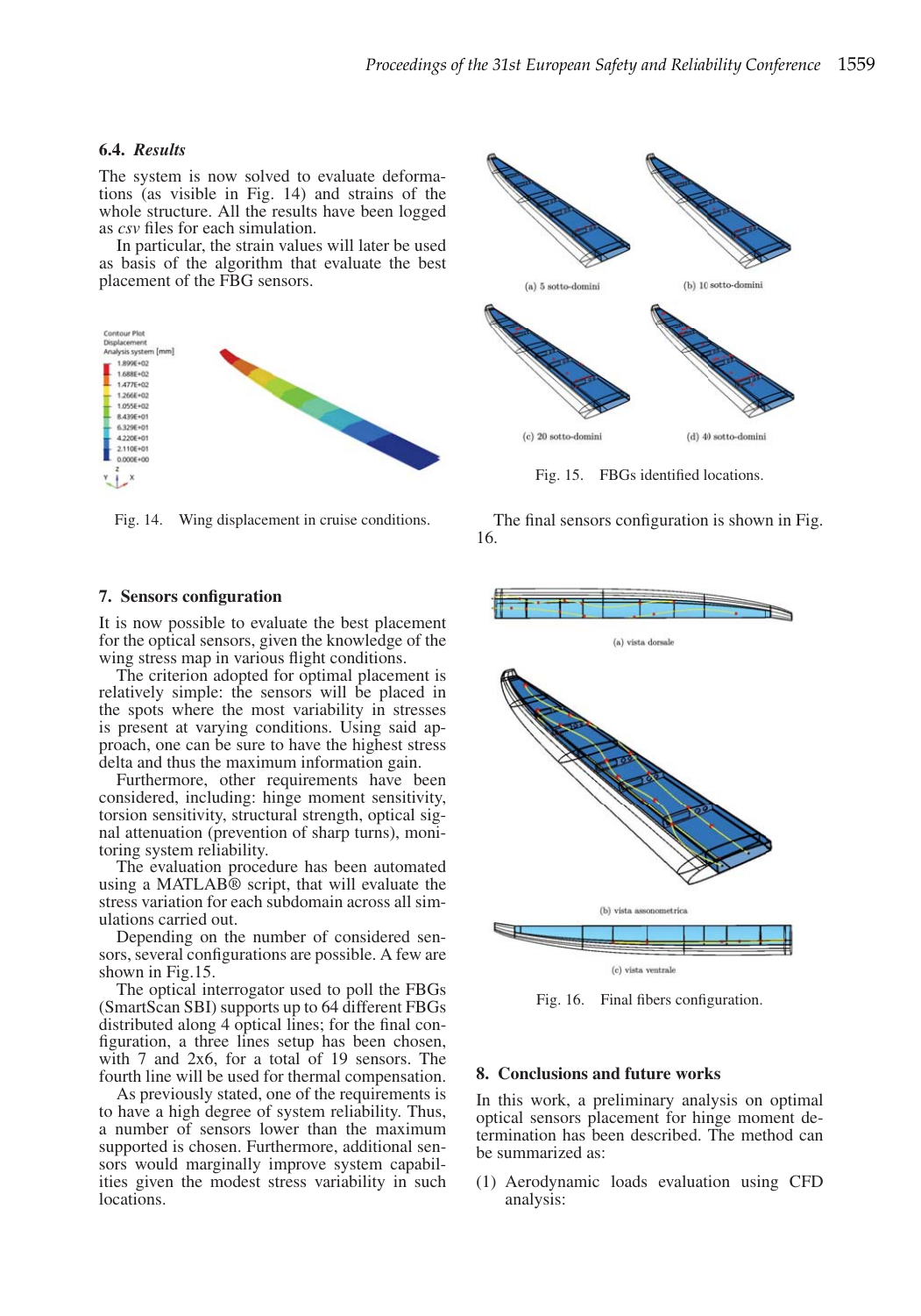### 6.4. *Results*

The system is now solved to evaluate deformations (as visible in Fig. 14) and strains of the whole structure. All the results have been logged as *csv* files for each simulation.

In particular, the strain values will later be used as basis of the algorithm that evaluate the best placement of the FBG sensors.

Fig. 14. Wing displacement in cruise conditions.

## 7. Sensors configuration

It is now possible to evaluate the best placement for the optical sensors, given the knowledge of the wing stress map in various flight conditions.

The criterion adopted for optimal placement is relatively simple: the sensors will be placed in the spots where the most variability in stresses is present at varying conditions. Using said approach, one can be sure to have the highest stress delta and thus the maximum information gain.

Furthermore, other requirements have been considered, including: hinge moment sensitivity, torsion sensitivity, structural strength, optical signal attenuation (prevention of sharp turns), monitoring system reliability.

The evaluation procedure has been automated using a MATLAB® script, that will evaluate the stress variation for each subdomain across all simulations carried out.

Depending on the number of considered sensors, several configurations are possible. A few are shown in Fig.15.

The optical interrogator used to poll the FBGs (SmartScan SBI) supports up to 64 different FBGs distributed along 4 optical lines; for the final configuration, a three lines setup has been chosen, with 7 and 2x6, for a total of 19 sensors. The fourth line will be used for thermal compensation.

As previously stated, one of the requirements is to have a high degree of system reliability. Thus, a number of sensors lower than the maximum supported is chosen. Furthermore, additional sensors would marginally improve system capabilities given the modest stress variability in such locations.

(a) 5 sotto-domini (b) 10 sotto-domini (c) 20 sotto-domini (d) 40 sotto-domini

Fig. 15. FBGs identified locations.

The final sensors configuration is shown in Fig. 16.

(a) vista dorsale

(b) vista assonometrica

(c) vista ventrale

Fig. 16. Final fibers configuration.

## 8. Conclusions and future works

In this work, a preliminary analysis on optimal optical sensors placement for hinge moment determination has been described. The method can be summarized as:

(1) Aerodynamic loads evaluation using CFD analysis;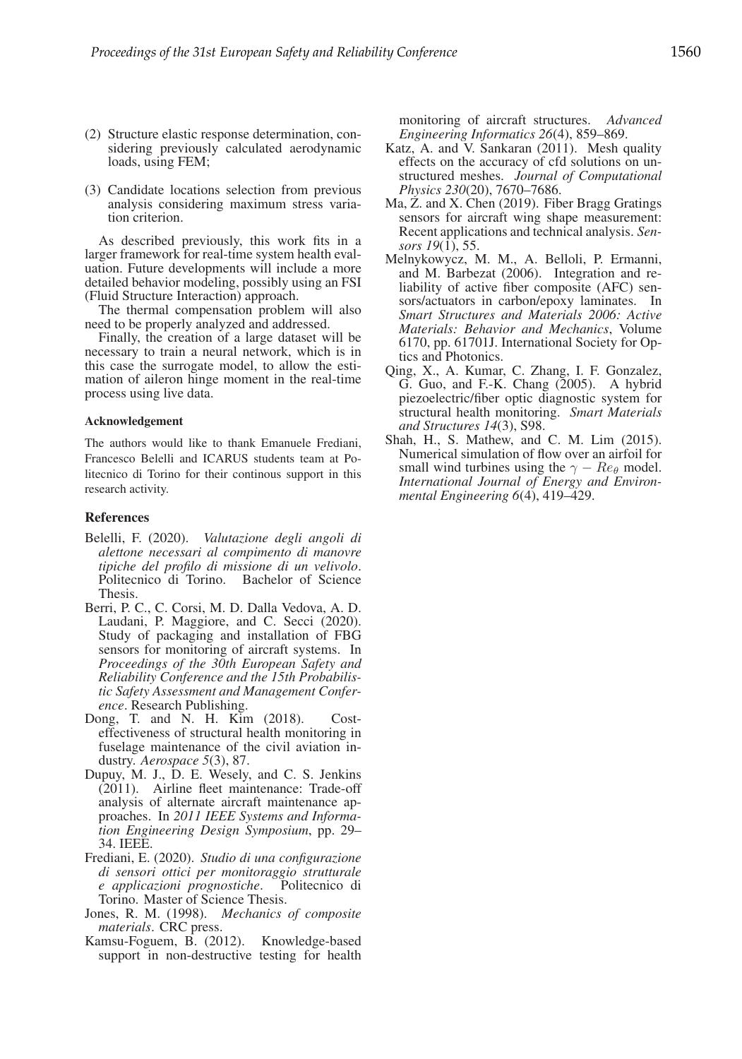(2) Structure elastic response determination, considering previously calculated aerodynamic loads, using FEM;

(3) Candidate locations selection from previous analysis considering maximum stress variation criterion.

As described previously, this work fits in a larger framework for real-time system health evaluation. Future developments will include a more detailed behavior modeling, possibly using an FSI (Fluid Structure Interaction) approach.

The thermal compensation problem will also need to be properly analyzed and addressed.

Finally, the creation of a large dataset will be necessary to train a neural network, which is in this case the surrogate model, to allow the estimation of aileron hinge moment in the real-time process using live data.

#### Acknowledgement

The authors would like to thank Emanuele Frediani, Francesco Belelli and ICARUS students team at Politecnico di Torino for their continous support in this research activity.

### References

Belelli, F. (2020). *Valutazione degli angoli di alettone necessari al compimento di manovre tipiche del profilo di missione di un velivolo*. Politecnico di Torino. Bachelor of Science Thesis.

Berri, P. C., C. Corsi, M. D. Dalla Vedova, A. D. Laudani, P. Maggiore, and C. Secci (2020). Study of packaging and installation of FBG sensors for monitoring of aircraft systems. In *Proceedings of the 30th European Safety and Reliability Conference and the 15th Probabilistic Safety Assessment and Management Conference*. Research Publishing.

Dong, T. and N. H. Kim (2018). Cost-effectiveness of structural health monitoring in fuselage maintenance of the civil aviation industry. *Aerospace 5*(3), 87.

Dupuy, M. J., D. E. Wesely, and C. S. Jenkins (2011). Airline fleet maintenance: Trade-off analysis of alternate aircraft maintenance approaches. In *2011 IEEE Systems and Information Engineering Design Symposium*, pp. 29–34. IEEE.

Frediani, E. (2020). *Studio di una configurazione di sensori ottici per monitoraggio strutturale e applicazioni prognostiche*. Politecnico di Torino. Master of Science Thesis.

Jones, R. M. (1998). *Mechanics of composite materials*. CRC press.

Kamsu-Foguem, B. (2012). Knowledge-based support in non-destructive testing for health monitoring of aircraft structures. *Advanced Engineering Informatics 26*(4), 859–869.

Katz, A. and V. Sankaran (2011). Mesh quality effects on the accuracy of cfd solutions on unstructured meshes. *Journal of Computational Physics 230*(20), 7670–7686.

Ma, Z. and X. Chen (2019). Fiber Bragg Gratings sensors for aircraft wing shape measurement: Recent applications and technical analysis. *Sensors 19*(1), 55.

Melnykowycz, M. M., A. Belloli, P. Ermanni, and M. Barbezat (2006). Integration and reliability of active fiber composite (AFC) sensors/actuators in carbon/epoxy laminates. In *Smart Structures and Materials 2006: Active Materials: Behavior and Mechanics*, Volume 6170, pp. 61701J. International Society for Optics and Photonics.

Qing, X., A. Kumar, C. Zhang, I. F. Gonzalez, G. Guo, and F.-K. Chang (2005). A hybrid piezoelectric/fiber optic diagnostic system for structural health monitoring. *Smart Materials and Structures 14*(3), S98.

Shah, H., S. Mathew, and C. M. Lim (2015). Numerical simulation of flow over an airfoil for small wind turbines using the $\gamma - Re_\theta$ model. *International Journal of Energy and Environmental Engineering 6*(4), 419–429.